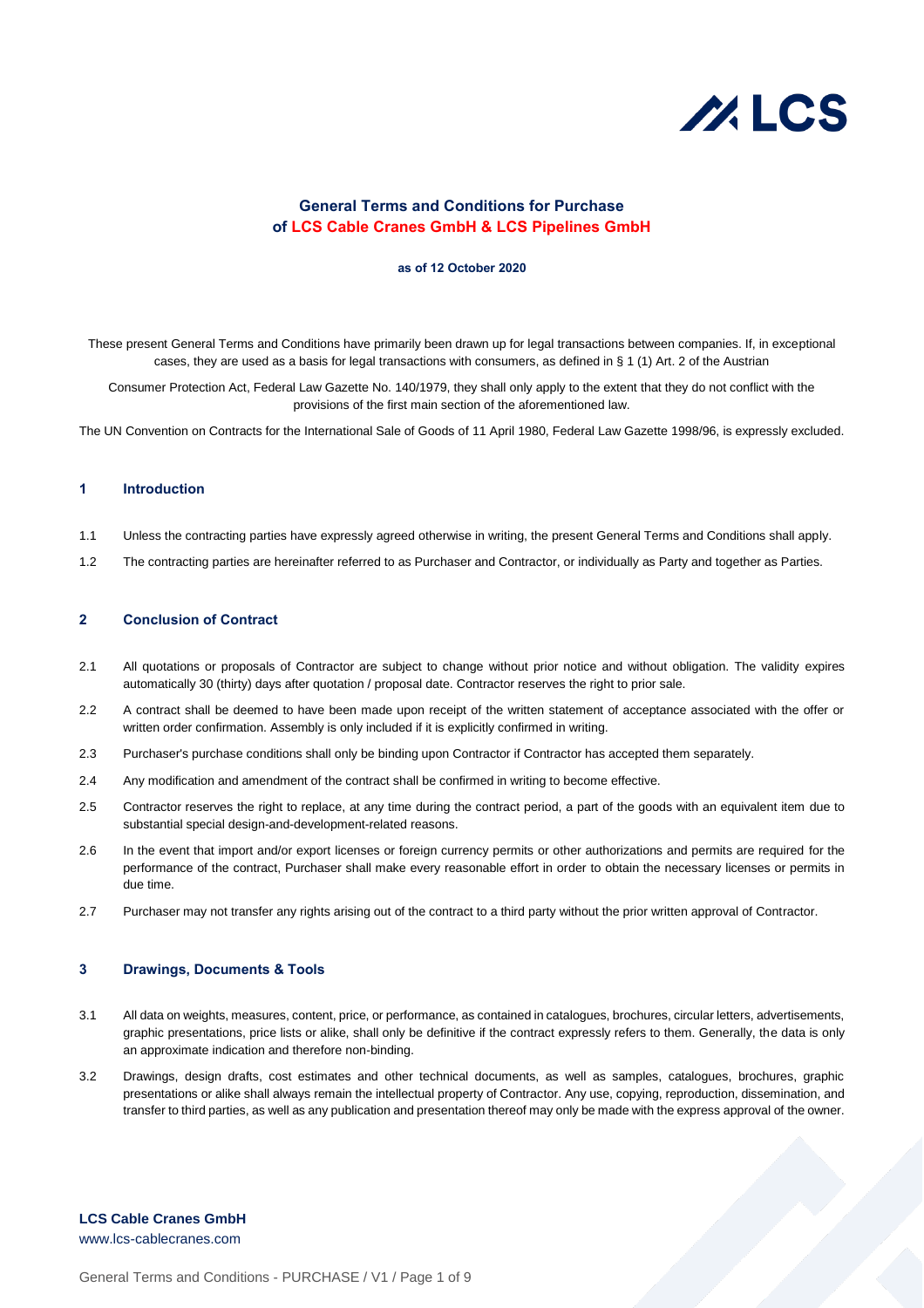# General Terms and Conditions for Purchase of LCS Cable Cranes GmbH & LCS Pipelines GmbH

**as of 12 October 2020**

These present General Terms and Conditions have primarily been drawn up for legal transactions between companies. If, in exceptional cases, they are used as a basis for legal transactions with consumers, as defined in § 1 (1) Art. 2 of the Austrian Consumer Protection Act, Federal Law Gazette No. 140/1979, they shall only apply to the extent that they do not conflict with the provisions of the first main section of the aforementioned law.

The UN Convention on Contracts for the International Sale of Goods of 11 April 1980, Federal Law Gazette 1998/96, is expressly excluded.

## 1 Introduction

1.1 Unless the contracting parties have expressly agreed otherwise in writing, the present General Terms and Conditions shall apply.

1.2 The contracting parties are hereinafter referred to as Purchaser and Contractor, or individually as Party and together as Parties.

## 2 Conclusion of Contract

2.1 All quotations or proposals of Contractor are subject to change without prior notice and without obligation. The validity expires automatically 30 (thirty) days after quotation / proposal date. Contractor reserves the right to prior sale.

2.2 A contract shall be deemed to have been made upon receipt of the written statement of acceptance associated with the offer or written order confirmation. Assembly is only included if it is explicitly confirmed in writing.

2.3 Purchaser's purchase conditions shall only be binding upon Contractor if Contractor has accepted them separately.

2.4 Any modification and amendment of the contract shall be confirmed in writing to become effective.

2.5 Contractor reserves the right to replace, at any time during the contract period, a part of the goods with an equivalent item due to substantial special design-and-development-related reasons.

2.6 In the event that import and/or export licenses or foreign currency permits or other authorizations and permits are required for the performance of the contract, Purchaser shall make every reasonable effort in order to obtain the necessary licenses or permits in due time.

2.7 Purchaser may not transfer any rights arising out of the contract to a third party without the prior written approval of Contractor.

## 3 Drawings, Documents & Tools

3.1 All data on weights, measures, content, price, or performance, as contained in catalogues, brochures, circular letters, advertisements, graphic presentations, price lists or alike, shall only be definitive if the contract expressly refers to them. Generally, the data is only an approximate indication and therefore non-binding.

3.2 Drawings, design drafts, cost estimates and other technical documents, as well as samples, catalogues, brochures, graphic presentations or alike shall always remain the intellectual property of Contractor. Any use, copying, reproduction, dissemination, and transfer to third parties, as well as any publication and presentation thereof may only be made with the express approval of the owner.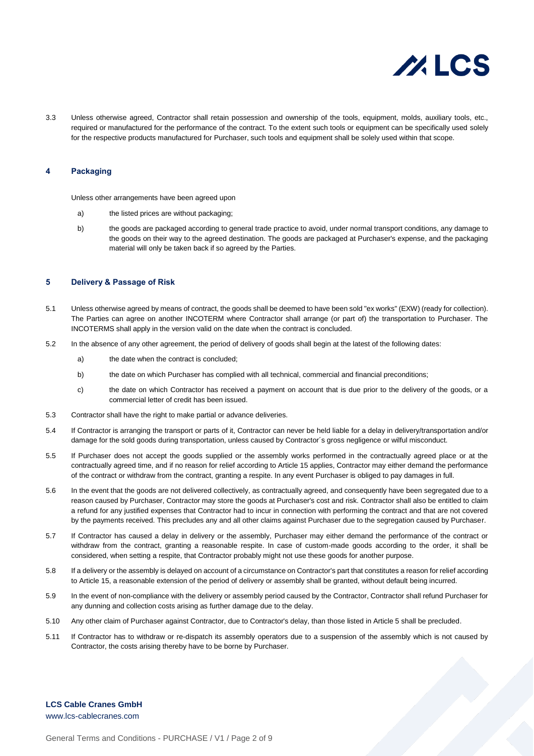3.3 Unless otherwise agreed, Contractor shall retain possession and ownership of the tools, equipment, molds, auxiliary tools, etc., required or manufactured for the performance of the contract. To the extent such tools or equipment can be specifically used solely for the respective products manufactured for Purchaser, such tools and equipment shall be solely used within that scope.

## 4 Packaging

Unless other arrangements have been agreed upon

a) the listed prices are without packaging;

b) the goods are packaged according to general trade practice to avoid, under normal transport conditions, any damage to the goods on their way to the agreed destination. The goods are packaged at Purchaser's expense, and the packaging material will only be taken back if so agreed by the Parties.

## 5 Delivery & Passage of Risk

5.1 Unless otherwise agreed by means of contract, the goods shall be deemed to have been sold "ex works" (EXW) (ready for collection). The Parties can agree on another INCOTERM where Contractor shall arrange (or part of) the transportation to Purchaser. The INCOTERMS shall apply in the version valid on the date when the contract is concluded.

5.2 In the absence of any other agreement, the period of delivery of goods shall begin at the latest of the following dates:

a) the date when the contract is concluded;

b) the date on which Purchaser has complied with all technical, commercial and financial preconditions;

c) the date on which Contractor has received a payment on account that is due prior to the delivery of the goods, or a commercial letter of credit has been issued.

5.3 Contractor shall have the right to make partial or advance deliveries.

5.4 If Contractor is arranging the transport or parts of it, Contractor can never be held liable for a delay in delivery/transportation and/or damage for the sold goods during transportation, unless caused by Contractor´s gross negligence or wilful misconduct.

5.5 If Purchaser does not accept the goods supplied or the assembly works performed in the contractually agreed place or at the contractually agreed time, and if no reason for relief according to Article 15 applies, Contractor may either demand the performance of the contract or withdraw from the contract, granting a respite. In any event Purchaser is obliged to pay damages in full.

5.6 In the event that the goods are not delivered collectively, as contractually agreed, and consequently have been segregated due to a reason caused by Purchaser, Contractor may store the goods at Purchaser's cost and risk. Contractor shall also be entitled to claim a refund for any justified expenses that Contractor had to incur in connection with performing the contract and that are not covered by the payments received. This precludes any and all other claims against Purchaser due to the segregation caused by Purchaser.

5.7 If Contractor has caused a delay in delivery or the assembly, Purchaser may either demand the performance of the contract or withdraw from the contract, granting a reasonable respite. In case of custom-made goods according to the order, it shall be considered, when setting a respite, that Contractor probably might not use these goods for another purpose.

5.8 If a delivery or the assembly is delayed on account of a circumstance on Contractor's part that constitutes a reason for relief according to Article 15, a reasonable extension of the period of delivery or assembly shall be granted, without default being incurred.

5.9 In the event of non-compliance with the delivery or assembly period caused by the Contractor, Contractor shall refund Purchaser for any dunning and collection costs arising as further damage due to the delay.

5.10 Any other claim of Purchaser against Contractor, due to Contractor's delay, than those listed in Article 5 shall be precluded.

5.11 If Contractor has to withdraw or re-dispatch its assembly operators due to a suspension of the assembly which is not caused by Contractor, the costs arising thereby have to be borne by Purchaser.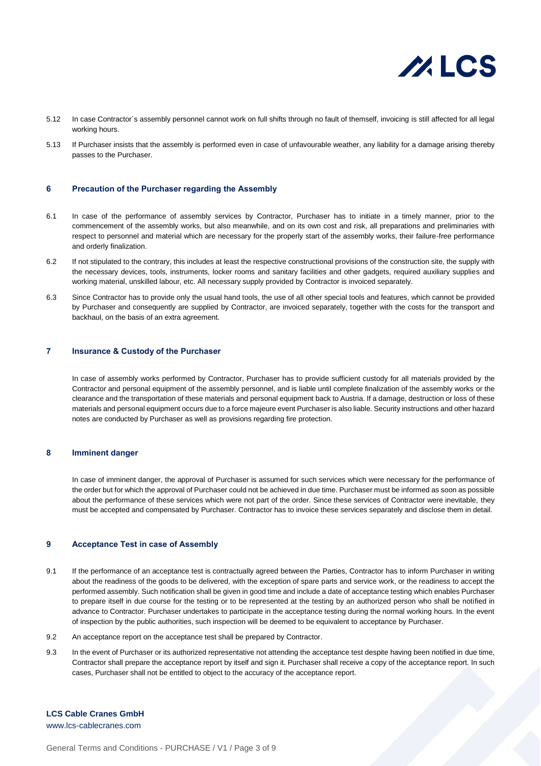5.12 In case Contractor´s assembly personnel cannot work on full shifts through no fault of themself, invoicing is still affected for all legal working hours.

5.13 If Purchaser insists that the assembly is performed even in case of unfavourable weather, any liability for a damage arising thereby passes to the Purchaser.

## 6 Precaution of the Purchaser regarding the Assembly

6.1 In case of the performance of assembly services by Contractor, Purchaser has to initiate in a timely manner, prior to the commencement of the assembly works, but also meanwhile, and on its own cost and risk, all preparations and preliminaries with respect to personnel and material which are necessary for the properly start of the assembly works, their failure-free performance and orderly finalization.

6.2 If not stipulated to the contrary, this includes at least the respective constructional provisions of the construction site, the supply with the necessary devices, tools, instruments, locker rooms and sanitary facilities and other gadgets, required auxiliary supplies and working material, unskilled labour, etc. All necessary supply provided by Contractor is invoiced separately.

6.3 Since Contractor has to provide only the usual hand tools, the use of all other special tools and features, which cannot be provided by Purchaser and consequently are supplied by Contractor, are invoiced separately, together with the costs for the transport and backhaul, on the basis of an extra agreement.

## 7 Insurance & Custody of the Purchaser

In case of assembly works performed by Contractor, Purchaser has to provide sufficient custody for all materials provided by the Contractor and personal equipment of the assembly personnel, and is liable until complete finalization of the assembly works or the clearance and the transportation of these materials and personal equipment back to Austria. If a damage, destruction or loss of these materials and personal equipment occurs due to a force majeure event Purchaser is also liable. Security instructions and other hazard notes are conducted by Purchaser as well as provisions regarding fire protection.

## 8 Imminent danger

In case of imminent danger, the approval of Purchaser is assumed for such services which were necessary for the performance of the order but for which the approval of Purchaser could not be achieved in due time. Purchaser must be informed as soon as possible about the performance of these services which were not part of the order. Since these services of Contractor were inevitable, they must be accepted and compensated by Purchaser. Contractor has to invoice these services separately and disclose them in detail.

## 9 Acceptance Test in case of Assembly

9.1 If the performance of an acceptance test is contractually agreed between the Parties, Contractor has to inform Purchaser in writing about the readiness of the goods to be delivered, with the exception of spare parts and service work, or the readiness to accept the performed assembly. Such notification shall be given in good time and include a date of acceptance testing which enables Purchaser to prepare itself in due course for the testing or to be represented at the testing by an authorized person who shall be notified in advance to Contractor. Purchaser undertakes to participate in the acceptance testing during the normal working hours. In the event of inspection by the public authorities, such inspection will be deemed to be equivalent to acceptance by Purchaser.

9.2 An acceptance report on the acceptance test shall be prepared by Contractor.

9.3 In the event of Purchaser or its authorized representative not attending the acceptance test despite having been notified in due time, Contractor shall prepare the acceptance report by itself and sign it. Purchaser shall receive a copy of the acceptance report. In such cases, Purchaser shall not be entitled to object to the accuracy of the acceptance report.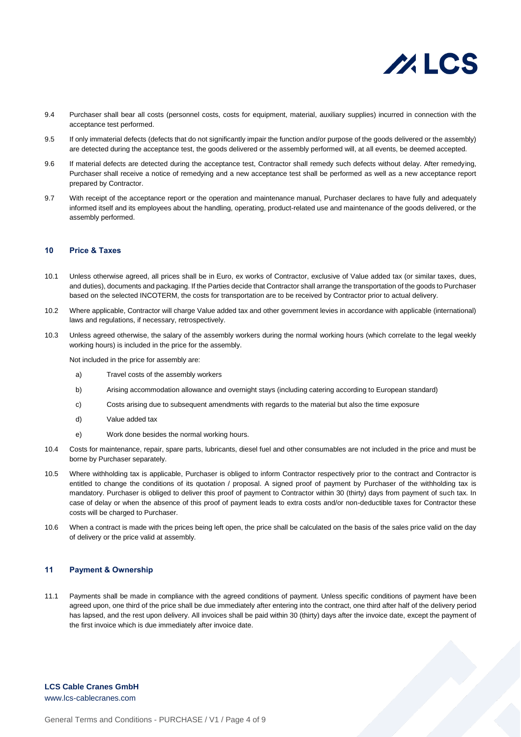9.4 Purchaser shall bear all costs (personnel costs, costs for equipment, material, auxiliary supplies) incurred in connection with the acceptance test performed.

9.5 If only immaterial defects (defects that do not significantly impair the function and/or purpose of the goods delivered or the assembly) are detected during the acceptance test, the goods delivered or the assembly performed will, at all events, be deemed accepted.

9.6 If material defects are detected during the acceptance test, Contractor shall remedy such defects without delay. After remedying, Purchaser shall receive a notice of remedying and a new acceptance test shall be performed as well as a new acceptance report prepared by Contractor.

9.7 With receipt of the acceptance report or the operation and maintenance manual, Purchaser declares to have fully and adequately informed itself and its employees about the handling, operating, product-related use and maintenance of the goods delivered, or the assembly performed.

## 10 Price & Taxes

10.1 Unless otherwise agreed, all prices shall be in Euro, ex works of Contractor, exclusive of Value added tax (or similar taxes, dues, and duties), documents and packaging. If the Parties decide that Contractor shall arrange the transportation of the goods to Purchaser based on the selected INCOTERM, the costs for transportation are to be received by Contractor prior to actual delivery.

10.2 Where applicable, Contractor will charge Value added tax and other government levies in accordance with applicable (international) laws and regulations, if necessary, retrospectively.

10.3 Unless agreed otherwise, the salary of the assembly workers during the normal working hours (which correlate to the legal weekly working hours) is included in the price for the assembly.

Not included in the price for assembly are:

a) Travel costs of the assembly workers

b) Arising accommodation allowance and overnight stays (including catering according to European standard)

c) Costs arising due to subsequent amendments with regards to the material but also the time exposure

d) Value added tax

e) Work done besides the normal working hours.

10.4 Costs for maintenance, repair, spare parts, lubricants, diesel fuel and other consumables are not included in the price and must be borne by Purchaser separately.

10.5 Where withholding tax is applicable, Purchaser is obliged to inform Contractor respectively prior to the contract and Contractor is entitled to change the conditions of its quotation / proposal. A signed proof of payment by Purchaser of the withholding tax is mandatory. Purchaser is obliged to deliver this proof of payment to Contractor within 30 (thirty) days from payment of such tax. In case of delay or when the absence of this proof of payment leads to extra costs and/or non-deductible taxes for Contractor these costs will be charged to Purchaser.

10.6 When a contract is made with the prices being left open, the price shall be calculated on the basis of the sales price valid on the day of delivery or the price valid at assembly.

## 11 Payment & Ownership

11.1 Payments shall be made in compliance with the agreed conditions of payment. Unless specific conditions of payment have been agreed upon, one third of the price shall be due immediately after entering into the contract, one third after half of the delivery period has lapsed, and the rest upon delivery. All invoices shall be paid within 30 (thirty) days after the invoice date, except the payment of the first invoice which is due immediately after invoice date.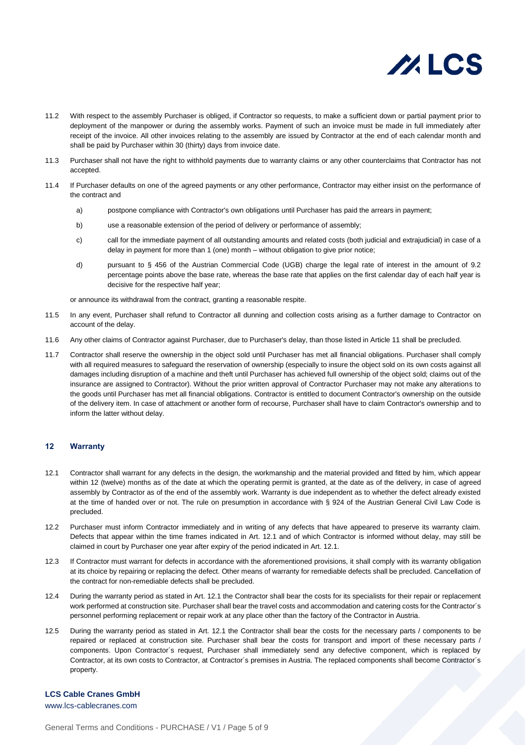11.2 With respect to the assembly Purchaser is obliged, if Contractor so requests, to make a sufficient down or partial payment prior to deployment of the manpower or during the assembly works. Payment of such an invoice must be made in full immediately after receipt of the invoice. All other invoices relating to the assembly are issued by Contractor at the end of each calendar month and shall be paid by Purchaser within 30 (thirty) days from invoice date.

11.3 Purchaser shall not have the right to withhold payments due to warranty claims or any other counterclaims that Contractor has not accepted.

11.4 If Purchaser defaults on one of the agreed payments or any other performance, Contractor may either insist on the performance of the contract and

a) postpone compliance with Contractor's own obligations until Purchaser has paid the arrears in payment;

b) use a reasonable extension of the period of delivery or performance of assembly;

c) call for the immediate payment of all outstanding amounts and related costs (both judicial and extrajudicial) in case of a delay in payment for more than 1 (one) month – without obligation to give prior notice;

d) pursuant to § 456 of the Austrian Commercial Code (UGB) charge the legal rate of interest in the amount of 9.2 percentage points above the base rate, whereas the base rate that applies on the first calendar day of each half year is decisive for the respective half year;

or announce its withdrawal from the contract, granting a reasonable respite.

11.5 In any event, Purchaser shall refund to Contractor all dunning and collection costs arising as a further damage to Contractor on account of the delay.

11.6 Any other claims of Contractor against Purchaser, due to Purchaser's delay, than those listed in Article 11 shall be precluded.

11.7 Contractor shall reserve the ownership in the object sold until Purchaser has met all financial obligations. Purchaser shall comply with all required measures to safeguard the reservation of ownership (especially to insure the object sold on its own costs against all damages including disruption of a machine and theft until Purchaser has achieved full ownership of the object sold; claims out of the insurance are assigned to Contractor). Without the prior written approval of Contractor Purchaser may not make any alterations to the goods until Purchaser has met all financial obligations. Contractor is entitled to document Contractor's ownership on the outside of the delivery item. In case of attachment or another form of recourse, Purchaser shall have to claim Contractor's ownership and to inform the latter without delay.

## 12 Warranty

12.1 Contractor shall warrant for any defects in the design, the workmanship and the material provided and fitted by him, which appear within 12 (twelve) months as of the date at which the operating permit is granted, at the date as of the delivery, in case of agreed assembly by Contractor as of the end of the assembly work. Warranty is due independent as to whether the defect already existed at the time of handed over or not. The rule on presumption in accordance with § 924 of the Austrian General Civil Law Code is precluded.

12.2 Purchaser must inform Contractor immediately and in writing of any defects that have appeared to preserve its warranty claim. Defects that appear within the time frames indicated in Art. 12.1 and of which Contractor is informed without delay, may still be claimed in court by Purchaser one year after expiry of the period indicated in Art. 12.1.

12.3 If Contractor must warrant for defects in accordance with the aforementioned provisions, it shall comply with its warranty obligation at its choice by repairing or replacing the defect. Other means of warranty for remediable defects shall be precluded. Cancellation of the contract for non-remediable defects shall be precluded.

12.4 During the warranty period as stated in Art. 12.1 the Contractor shall bear the costs for its specialists for their repair or replacement work performed at construction site. Purchaser shall bear the travel costs and accommodation and catering costs for the Contractor´s personnel performing replacement or repair work at any place other than the factory of the Contractor in Austria.

12.5 During the warranty period as stated in Art. 12.1 the Contractor shall bear the costs for the necessary parts / components to be repaired or replaced at construction site. Purchaser shall bear the costs for transport and import of these necessary parts / components. Upon Contractor´s request, Purchaser shall immediately send any defective component, which is replaced by Contractor, at its own costs to Contractor, at Contractor´s premises in Austria. The replaced components shall become Contractor´s property.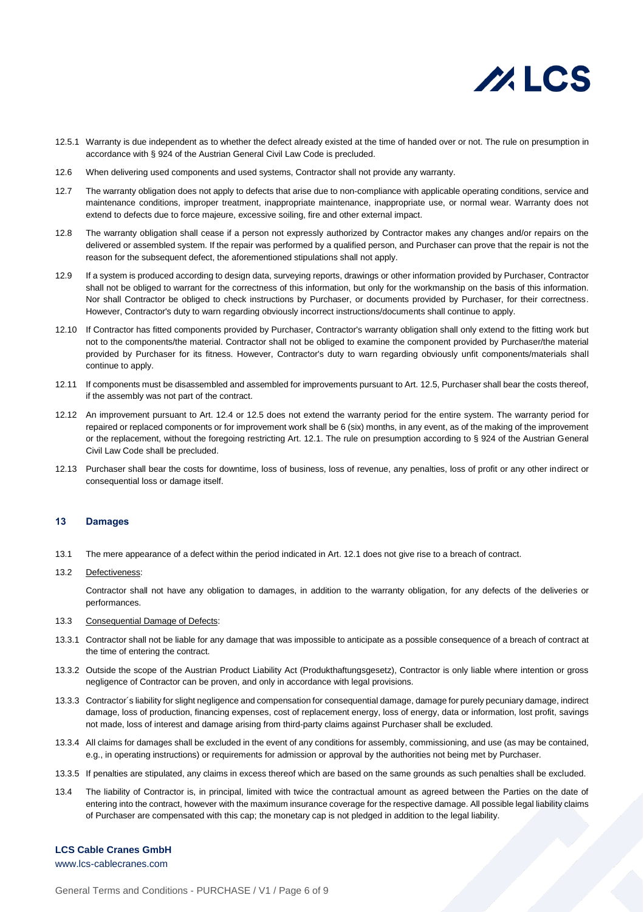12.5.1 Warranty is due independent as to whether the defect already existed at the time of handed over or not. The rule on presumption in accordance with § 924 of the Austrian General Civil Law Code is precluded.

12.6 When delivering used components and used systems, Contractor shall not provide any warranty.

12.7 The warranty obligation does not apply to defects that arise due to non-compliance with applicable operating conditions, service and maintenance conditions, improper treatment, inappropriate maintenance, inappropriate use, or normal wear. Warranty does not extend to defects due to force majeure, excessive soiling, fire and other external impact.

12.8 The warranty obligation shall cease if a person not expressly authorized by Contractor makes any changes and/or repairs on the delivered or assembled system. If the repair was performed by a qualified person, and Purchaser can prove that the repair is not the reason for the subsequent defect, the aforementioned stipulations shall not apply.

12.9 If a system is produced according to design data, surveying reports, drawings or other information provided by Purchaser, Contractor shall not be obliged to warrant for the correctness of this information, but only for the workmanship on the basis of this information. Nor shall Contractor be obliged to check instructions by Purchaser, or documents provided by Purchaser, for their correctness. However, Contractor's duty to warn regarding obviously incorrect instructions/documents shall continue to apply.

12.10 If Contractor has fitted components provided by Purchaser, Contractor's warranty obligation shall only extend to the fitting work but not to the components/the material. Contractor shall not be obliged to examine the component provided by Purchaser/the material provided by Purchaser for its fitness. However, Contractor's duty to warn regarding obviously unfit components/materials shall continue to apply.

12.11 If components must be disassembled and assembled for improvements pursuant to Art. 12.5, Purchaser shall bear the costs thereof, if the assembly was not part of the contract.

12.12 An improvement pursuant to Art. 12.4 or 12.5 does not extend the warranty period for the entire system. The warranty period for repaired or replaced components or for improvement work shall be 6 (six) months, in any event, as of the making of the improvement or the replacement, without the foregoing restricting Art. 12.1. The rule on presumption according to § 924 of the Austrian General Civil Law Code shall be precluded.

12.13 Purchaser shall bear the costs for downtime, loss of business, loss of revenue, any penalties, loss of profit or any other indirect or consequential loss or damage itself.

## 13 Damages

13.1 The mere appearance of a defect within the period indicated in Art. 12.1 does not give rise to a breach of contract.

13.2 Defectiveness:

Contractor shall not have any obligation to damages, in addition to the warranty obligation, for any defects of the deliveries or performances.

13.3 Consequential Damage of Defects:

13.3.1 Contractor shall not be liable for any damage that was impossible to anticipate as a possible consequence of a breach of contract at the time of entering the contract.

13.3.2 Outside the scope of the Austrian Product Liability Act (Produkthaftungsgesetz), Contractor is only liable where intention or gross negligence of Contractor can be proven, and only in accordance with legal provisions.

13.3.3 Contractor´s liability for slight negligence and compensation for consequential damage, damage for purely pecuniary damage, indirect damage, loss of production, financing expenses, cost of replacement energy, loss of energy, data or information, lost profit, savings not made, loss of interest and damage arising from third-party claims against Purchaser shall be excluded.

13.3.4 All claims for damages shall be excluded in the event of any conditions for assembly, commissioning, and use (as may be contained, e.g., in operating instructions) or requirements for admission or approval by the authorities not being met by Purchaser.

13.3.5 If penalties are stipulated, any claims in excess thereof which are based on the same grounds as such penalties shall be excluded.

13.4 The liability of Contractor is, in principal, limited with twice the contractual amount as agreed between the Parties on the date of entering into the contract, however with the maximum insurance coverage for the respective damage. All possible legal liability claims of Purchaser are compensated with this cap; the monetary cap is not pledged in addition to the legal liability.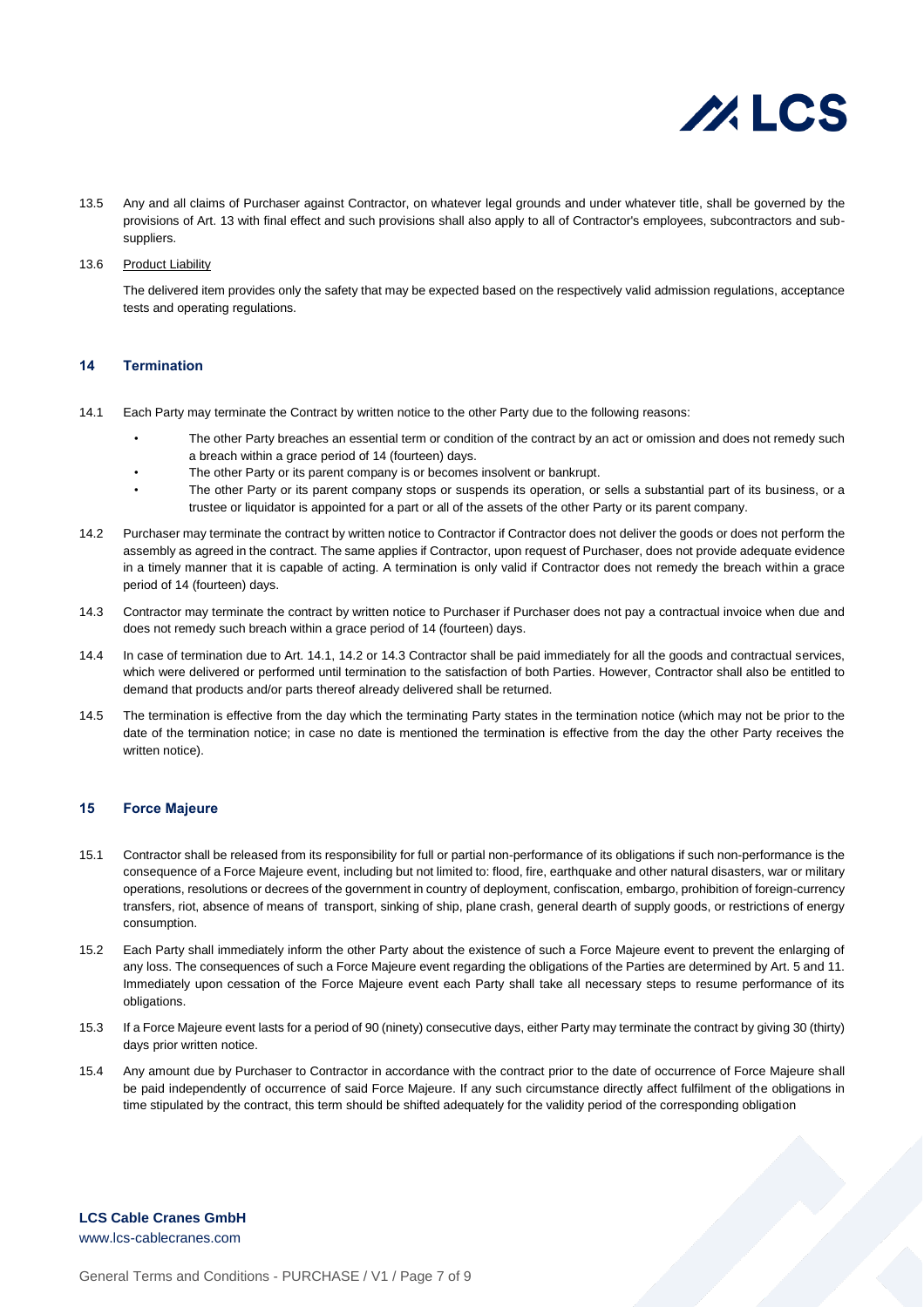13.5 Any and all claims of Purchaser against Contractor, on whatever legal grounds and under whatever title, shall be governed by the provisions of Art. 13 with final effect and such provisions shall also apply to all of Contractor's employees, subcontractors and sub-suppliers.

13.6 Product Liability

The delivered item provides only the safety that may be expected based on the respectively valid admission regulations, acceptance tests and operating regulations.

## 14 Termination

14.1 Each Party may terminate the Contract by written notice to the other Party due to the following reasons:

- The other Party breaches an essential term or condition of the contract by an act or omission and does not remedy such a breach within a grace period of 14 (fourteen) days.
- The other Party or its parent company is or becomes insolvent or bankrupt.
- The other Party or its parent company stops or suspends its operation, or sells a substantial part of its business, or a trustee or liquidator is appointed for a part or all of the assets of the other Party or its parent company.

14.2 Purchaser may terminate the contract by written notice to Contractor if Contractor does not deliver the goods or does not perform the assembly as agreed in the contract. The same applies if Contractor, upon request of Purchaser, does not provide adequate evidence in a timely manner that it is capable of acting. A termination is only valid if Contractor does not remedy the breach within a grace period of 14 (fourteen) days.

14.3 Contractor may terminate the contract by written notice to Purchaser if Purchaser does not pay a contractual invoice when due and does not remedy such breach within a grace period of 14 (fourteen) days.

14.4 In case of termination due to Art. 14.1, 14.2 or 14.3 Contractor shall be paid immediately for all the goods and contractual services, which were delivered or performed until termination to the satisfaction of both Parties. However, Contractor shall also be entitled to demand that products and/or parts thereof already delivered shall be returned.

14.5 The termination is effective from the day which the terminating Party states in the termination notice (which may not be prior to the date of the termination notice; in case no date is mentioned the termination is effective from the day the other Party receives the written notice).

## 15 Force Majeure

15.1 Contractor shall be released from its responsibility for full or partial non-performance of its obligations if such non-performance is the consequence of a Force Majeure event, including but not limited to: flood, fire, earthquake and other natural disasters, war or military operations, resolutions or decrees of the government in country of deployment, confiscation, embargo, prohibition of foreign-currency transfers, riot, absence of means of transport, sinking of ship, plane crash, general dearth of supply goods, or restrictions of energy consumption.

15.2 Each Party shall immediately inform the other Party about the existence of such a Force Majeure event to prevent the enlarging of any loss. The consequences of such a Force Majeure event regarding the obligations of the Parties are determined by Art. 5 and 11. Immediately upon cessation of the Force Majeure event each Party shall take all necessary steps to resume performance of its obligations.

15.3 If a Force Majeure event lasts for a period of 90 (ninety) consecutive days, either Party may terminate the contract by giving 30 (thirty) days prior written notice.

15.4 Any amount due by Purchaser to Contractor in accordance with the contract prior to the date of occurrence of Force Majeure shall be paid independently of occurrence of said Force Majeure. If any such circumstance directly affect fulfilment of the obligations in time stipulated by the contract, this term should be shifted adequately for the validity period of the corresponding obligation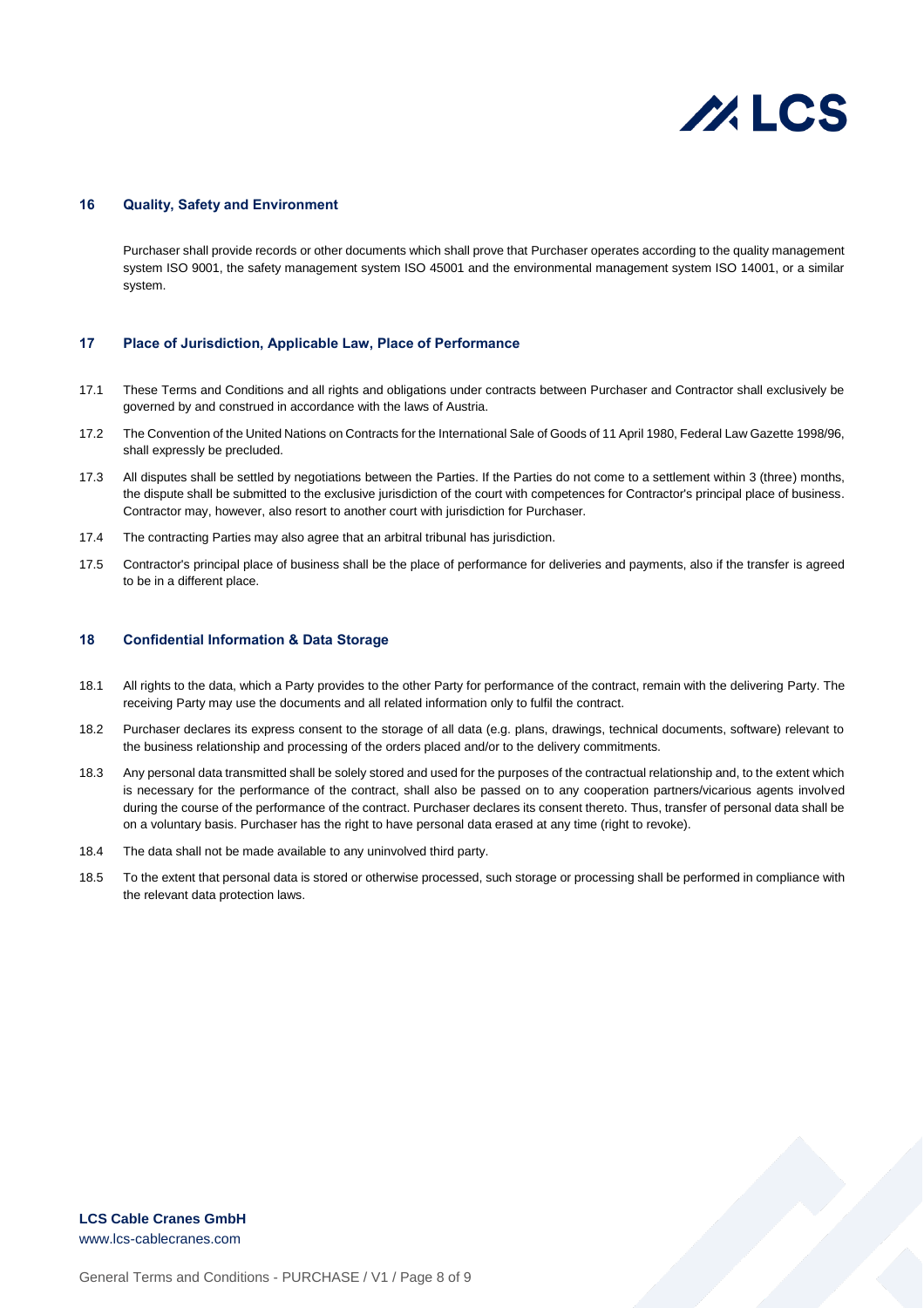## 16 Quality, Safety and Environment

Purchaser shall provide records or other documents which shall prove that Purchaser operates according to the quality management system ISO 9001, the safety management system ISO 45001 and the environmental management system ISO 14001, or a similar system.

## 17 Place of Jurisdiction, Applicable Law, Place of Performance

17.1 These Terms and Conditions and all rights and obligations under contracts between Purchaser and Contractor shall exclusively be governed by and construed in accordance with the laws of Austria.

17.2 The Convention of the United Nations on Contracts for the International Sale of Goods of 11 April 1980, Federal Law Gazette 1998/96, shall expressly be precluded.

17.3 All disputes shall be settled by negotiations between the Parties. If the Parties do not come to a settlement within 3 (three) months, the dispute shall be submitted to the exclusive jurisdiction of the court with competences for Contractor's principal place of business. Contractor may, however, also resort to another court with jurisdiction for Purchaser.

17.4 The contracting Parties may also agree that an arbitral tribunal has jurisdiction.

17.5 Contractor's principal place of business shall be the place of performance for deliveries and payments, also if the transfer is agreed to be in a different place.

## 18 Confidential Information & Data Storage

18.1 All rights to the data, which a Party provides to the other Party for performance of the contract, remain with the delivering Party. The receiving Party may use the documents and all related information only to fulfil the contract.

18.2 Purchaser declares its express consent to the storage of all data (e.g. plans, drawings, technical documents, software) relevant to the business relationship and processing of the orders placed and/or to the delivery commitments.

18.3 Any personal data transmitted shall be solely stored and used for the purposes of the contractual relationship and, to the extent which is necessary for the performance of the contract, shall also be passed on to any cooperation partners/vicarious agents involved during the course of the performance of the contract. Purchaser declares its consent thereto. Thus, transfer of personal data shall be on a voluntary basis. Purchaser has the right to have personal data erased at any time (right to revoke).

18.4 The data shall not be made available to any uninvolved third party.

18.5 To the extent that personal data is stored or otherwise processed, such storage or processing shall be performed in compliance with the relevant data protection laws.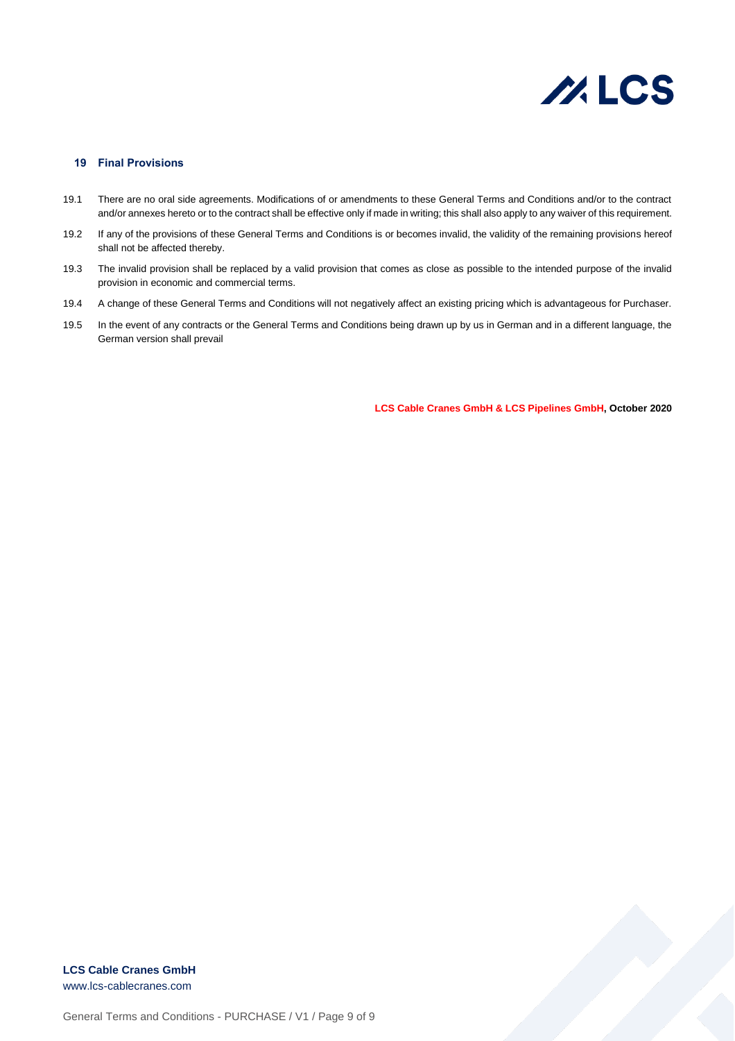## 19 Final Provisions

19.1 There are no oral side agreements. Modifications of or amendments to these General Terms and Conditions and/or to the contract and/or annexes hereto or to the contract shall be effective only if made in writing; this shall also apply to any waiver of this requirement.

19.2 If any of the provisions of these General Terms and Conditions is or becomes invalid, the validity of the remaining provisions hereof shall not be affected thereby.

19.3 The invalid provision shall be replaced by a valid provision that comes as close as possible to the intended purpose of the invalid provision in economic and commercial terms.

19.4 A change of these General Terms and Conditions will not negatively affect an existing pricing which is advantageous for Purchaser.

19.5 In the event of any contracts or the General Terms and Conditions being drawn up by us in German and in a different language, the German version shall prevail

**LCS Cable Cranes GmbH & LCS Pipelines GmbH, October 2020**